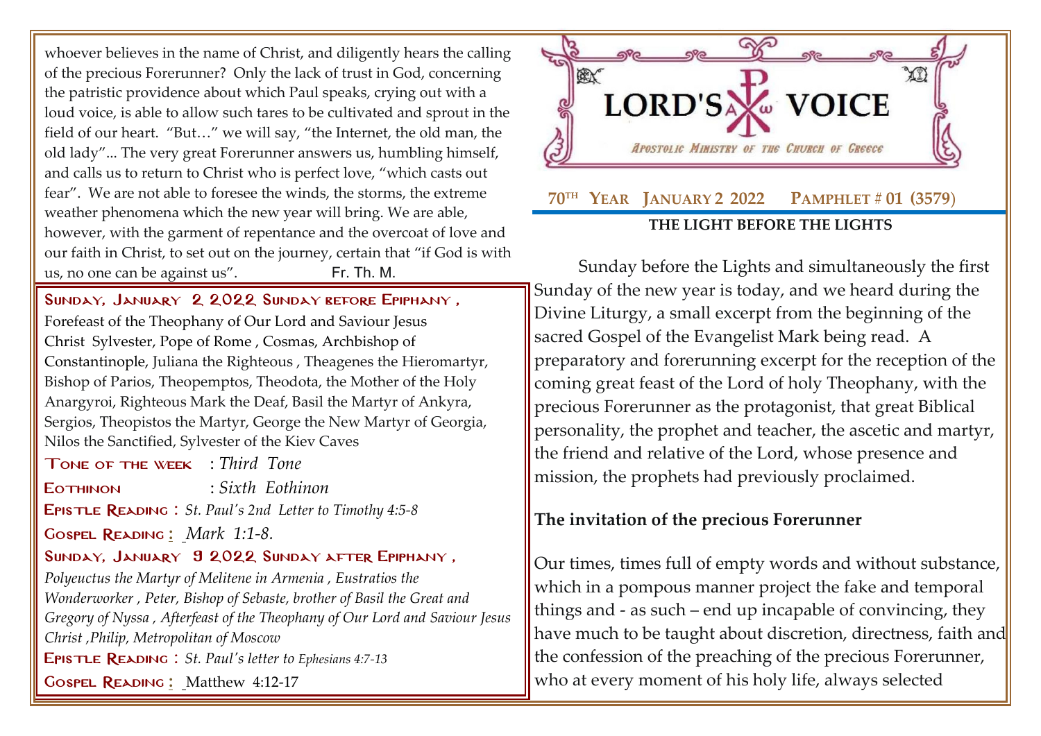whoever believes in the name of Christ, and diligently hears the calling of the precious Forerunner? Only the lack of trust in God, concerning the patristic providence about which Paul speaks, crying out with a loud voice, is able to allow such tares to be cultivated and sprout in the field of our heart. "But…" we will say, "the Internet, the old man, the old lady"... The very great Forerunner answers us, humbling himself, and calls us to return to Christ who is perfect love, "which casts out fear". We are not able to foresee the winds, the storms, the extreme weather phenomena which the new year will bring. We are able, however, with the garment of repentance and the overcoat of love and our faith in Christ, to set out on the journey, certain that "if God is with us, no one can be against us". Fr. Th. M.

**SUNDAY, JANUARY 2 2022 SUNDAY BEFORE EPIPHANY ,**

Forefeast of the Theophany of Our Lord and Saviour Jesus Christ Sylvester, Pope of Rome , Cosmas, Archbishop of Constantinople, Juliana the Righteous , Theagenes the Hieromartyr, Bishop of Parios, Theopemptos, Theodota, the Mother of the Holy Anargyroi, Righteous Mark the Deaf, Basil the Martyr of Ankyra, Sergios, Theopistos the Martyr, George the New Martyr of Georgia, Nilos the Sanctified, Sylvester of the Kiev Caves

**TONE OF THE WEEK** : *Third Tone*

**EOTHINON** : *Sixth Eothinon*

**EPISTLE READING** : *St. Paul's 2nd Letter to Timothy 4:5-8*

**GOSPEL READING** : *Mark 1:1-8.*

**SUNDAY, JANUARY 9 2022 SUNDAY AFTER EPIPHANY ,**

*Polyeuctus the Martyr of Melitene in Armenia , Eustratios the Wonderworker , Peter, Bishop of Sebaste, brother of Basil the Great and Gregory of Nyssa , Afterfeast of the Theophany of Our Lord and Saviour Jesus Christ ,Philip, Metropolitan of Moscow*

**EPISTLE READING** : *St. Paul's letter to Ephesians 4:7-13*

**GOSPEL READING** : Matthew 4:12-17

# LORD'S VOICE

*APOSTOLIC MINISTRY OF THE CHURCH OF GREECE*

**70TH YEAR JANUARY 2 2022 PAMPHLET # 01 (3579)**

## THE LIGHT BEFORE THE LIGHTS

Sunday before the Lights and simultaneously the first Sunday of the new year is today, and we heard during the Divine Liturgy, a small excerpt from the beginning of the sacred Gospel of the Evangelist Mark being read. A preparatory and forerunning excerpt for the reception of the coming great feast of the Lord of holy Theophany, with the precious Forerunner as the protagonist, that great Biblical personality, the prophet and teacher, the ascetic and martyr, the friend and relative of the Lord, whose presence and mission, the prophets had previously proclaimed.

### The invitation of the precious Forerunner

Our times, times full of empty words and without substance, which in a pompous manner project the fake and temporal things and - as such – end up incapable of convincing, they have much to be taught about discretion, directness, faith and the confession of the preaching of the precious Forerunner, who at every moment of his holy life, always selected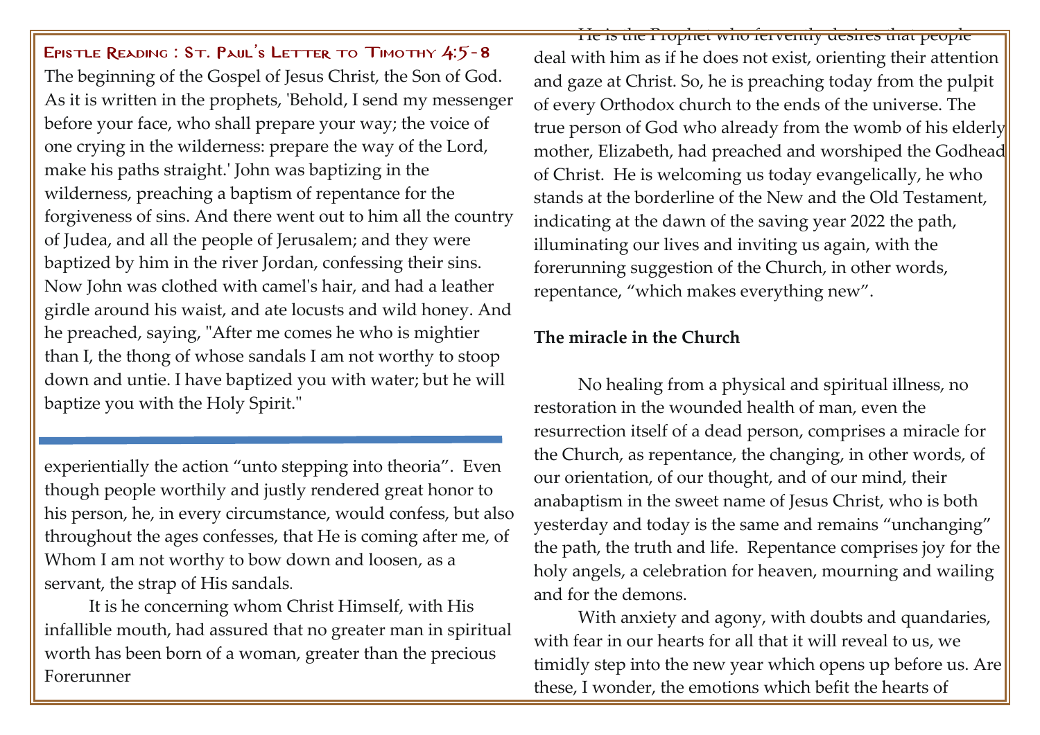## Epistle Reading : St. Paul's Letter to Timothy 4:5-8

The beginning of the Gospel of Jesus Christ, the Son of God. As it is written in the prophets, 'Behold, I send my messenger before your face, who shall prepare your way; the voice of one crying in the wilderness: prepare the way of the Lord, make his paths straight.' John was baptizing in the wilderness, preaching a baptism of repentance for the forgiveness of sins. And there went out to him all the country of Judea, and all the people of Jerusalem; and they were baptized by him in the river Jordan, confessing their sins. Now John was clothed with camel's hair, and had a leather girdle around his waist, and ate locusts and wild honey. And he preached, saying, "After me comes he who is mightier than I, the thong of whose sandals I am not worthy to stoop down and untie. I have baptized you with water; but he will baptize you with the Holy Spirit."

---

experientially the action "unto stepping into theoria". Even though people worthily and justly rendered great honor to his person, he, in every circumstance, would confess, but also throughout the ages confesses, that He is coming after me, of Whom I am not worthy to bow down and loosen, as a servant, the strap of His sandals.

It is he concerning whom Christ Himself, with His infallible mouth, had assured that no greater man in spiritual worth has been born of a woman, greater than the precious Forerunner

He is the Prophet who fervently desires that people deal with him as if he does not exist, orienting their attention and gaze at Christ. So, he is preaching today from the pulpit of every Orthodox church to the ends of the universe. The true person of God who already from the womb of his elderly mother, Elizabeth, had preached and worshiped the Godhead of Christ. He is welcoming us today evangelically, he who stands at the borderline of the New and the Old Testament, indicating at the dawn of the saving year 2022 the path, illuminating our lives and inviting us again, with the forerunning suggestion of the Church, in other words, repentance, "which makes everything new".

**The miracle in the Church**

No healing from a physical and spiritual illness, no restoration in the wounded health of man, even the resurrection itself of a dead person, comprises a miracle for the Church, as repentance, the changing, in other words, of our orientation, of our thought, and of our mind, their anabaptism in the sweet name of Jesus Christ, who is both yesterday and today is the same and remains "unchanging" the path, the truth and life. Repentance comprises joy for the holy angels, a celebration for heaven, mourning and wailing and for the demons.

With anxiety and agony, with doubts and quandaries, with fear in our hearts for all that it will reveal to us, we timidly step into the new year which opens up before us. Are these, I wonder, the emotions which befit the hearts of